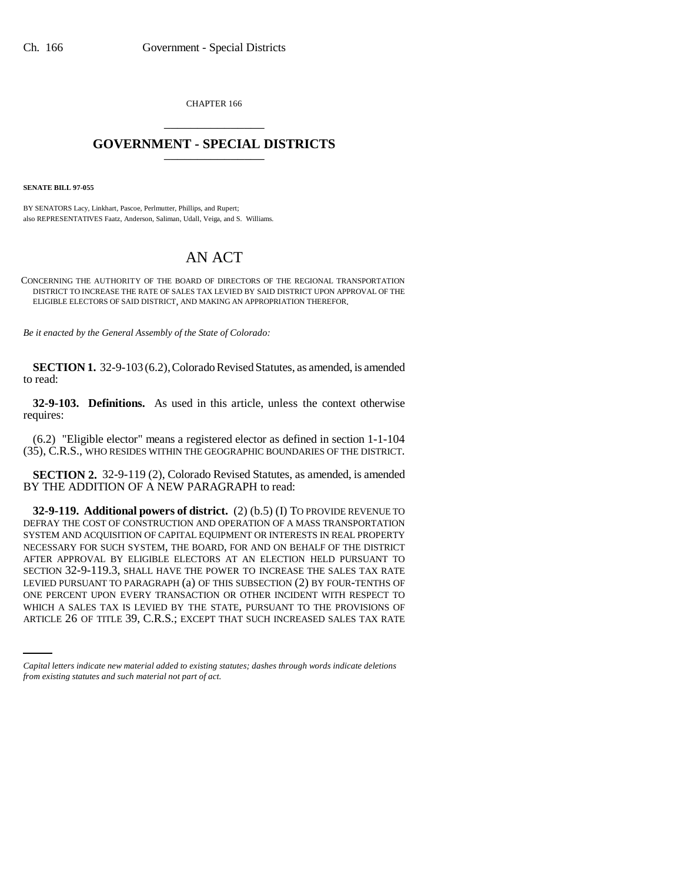CHAPTER 166

# GOVERNMENT - SPECIAL DISTRICTS

**SENATE BILL 97-055**

BY SENATORS Lacy, Linkhart, Pascoe, Perlmutter, Phillips, and Rupert;
also REPRESENTATIVES Faatz, Anderson, Saliman, Udall, Veiga, and S. Williams.

# AN ACT

CONCERNING THE AUTHORITY OF THE BOARD OF DIRECTORS OF THE REGIONAL TRANSPORTATION DISTRICT TO INCREASE THE RATE OF SALES TAX LEVIED BY SAID DISTRICT UPON APPROVAL OF THE ELIGIBLE ELECTORS OF SAID DISTRICT, AND MAKING AN APPROPRIATION THEREFOR.

*Be it enacted by the General Assembly of the State of Colorado:*

**SECTION 1.** 32-9-103 (6.2), Colorado Revised Statutes, as amended, is amended to read:

**32-9-103. Definitions.** As used in this article, unless the context otherwise requires:

(6.2) "Eligible elector" means a registered elector as defined in section 1-1-104 (35), C.R.S., WHO RESIDES WITHIN THE GEOGRAPHIC BOUNDARIES OF THE DISTRICT.

**SECTION 2.** 32-9-119 (2), Colorado Revised Statutes, as amended, is amended BY THE ADDITION OF A NEW PARAGRAPH to read:

**32-9-119. Additional powers of district.** (2) (b.5) (I) TO PROVIDE REVENUE TO DEFRAY THE COST OF CONSTRUCTION AND OPERATION OF A MASS TRANSPORTATION SYSTEM AND ACQUISITION OF CAPITAL EQUIPMENT OR INTERESTS IN REAL PROPERTY NECESSARY FOR SUCH SYSTEM, THE BOARD, FOR AND ON BEHALF OF THE DISTRICT AFTER APPROVAL BY ELIGIBLE ELECTORS AT AN ELECTION HELD PURSUANT TO SECTION 32-9-119.3, SHALL HAVE THE POWER TO INCREASE THE SALES TAX RATE LEVIED PURSUANT TO PARAGRAPH (a) OF THIS SUBSECTION (2) BY FOUR-TENTHS OF ONE PERCENT UPON EVERY TRANSACTION OR OTHER INCIDENT WITH RESPECT TO WHICH A SALES TAX IS LEVIED BY THE STATE, PURSUANT TO THE PROVISIONS OF ARTICLE 26 OF TITLE 39, C.R.S.; EXCEPT THAT SUCH INCREASED SALES TAX RATE

*Capital letters indicate new material added to existing statutes; dashes through words indicate deletions from existing statutes and such material not part of act.*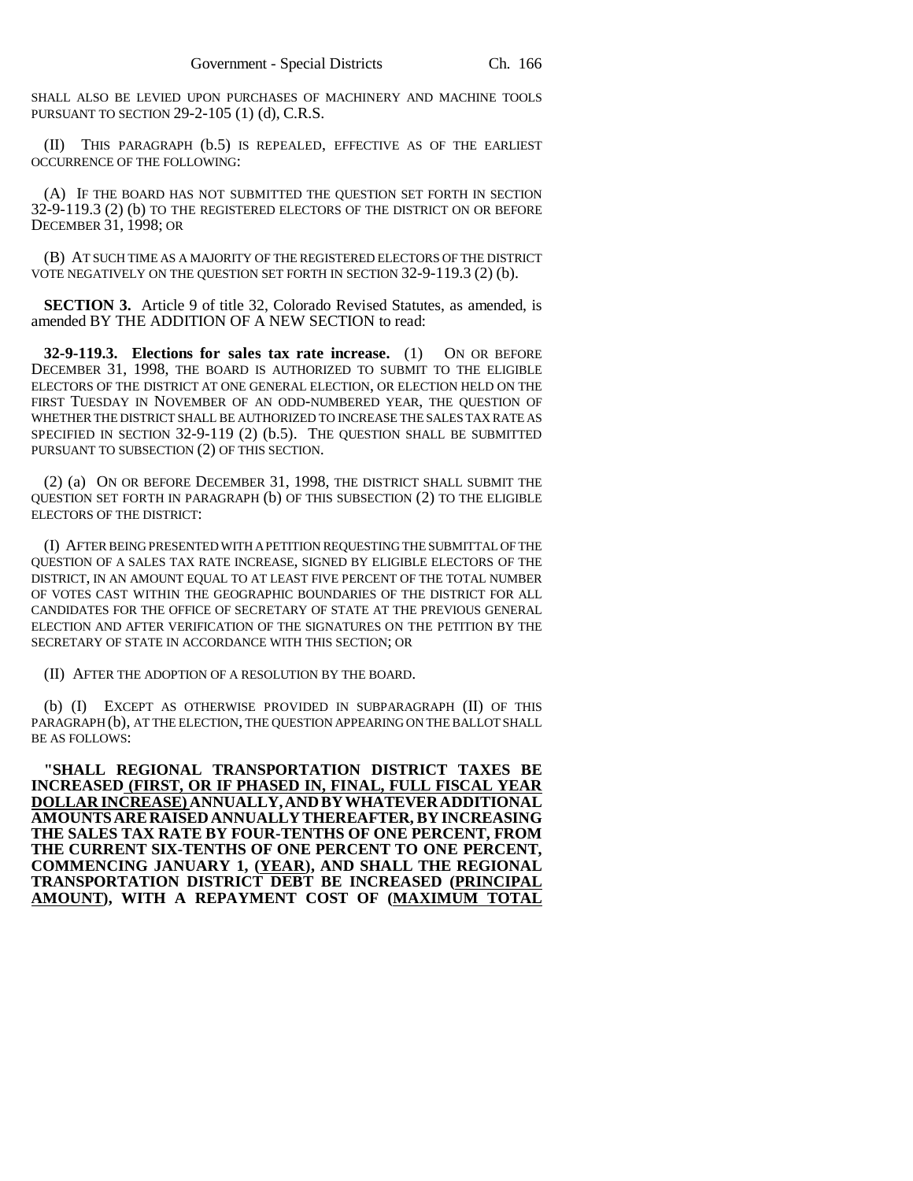SHALL ALSO BE LEVIED UPON PURCHASES OF MACHINERY AND MACHINE TOOLS PURSUANT TO SECTION 29-2-105 (1) (d), C.R.S.

(II) THIS PARAGRAPH (b.5) IS REPEALED, EFFECTIVE AS OF THE EARLIEST OCCURRENCE OF THE FOLLOWING:

(A) IF THE BOARD HAS NOT SUBMITTED THE QUESTION SET FORTH IN SECTION 32-9-119.3 (2) (b) TO THE REGISTERED ELECTORS OF THE DISTRICT ON OR BEFORE DECEMBER 31, 1998; OR

(B) AT SUCH TIME AS A MAJORITY OF THE REGISTERED ELECTORS OF THE DISTRICT VOTE NEGATIVELY ON THE QUESTION SET FORTH IN SECTION 32-9-119.3 (2) (b).

**SECTION 3.** Article 9 of title 32, Colorado Revised Statutes, as amended, is amended BY THE ADDITION OF A NEW SECTION to read:

**32-9-119.3. Elections for sales tax rate increase.** (1) ON OR BEFORE DECEMBER 31, 1998, THE BOARD IS AUTHORIZED TO SUBMIT TO THE ELIGIBLE ELECTORS OF THE DISTRICT AT ONE GENERAL ELECTION, OR ELECTION HELD ON THE FIRST TUESDAY IN NOVEMBER OF AN ODD-NUMBERED YEAR, THE QUESTION OF WHETHER THE DISTRICT SHALL BE AUTHORIZED TO INCREASE THE SALES TAX RATE AS SPECIFIED IN SECTION 32-9-119 (2) (b.5). THE QUESTION SHALL BE SUBMITTED PURSUANT TO SUBSECTION (2) OF THIS SECTION.

(2) (a) ON OR BEFORE DECEMBER 31, 1998, THE DISTRICT SHALL SUBMIT THE QUESTION SET FORTH IN PARAGRAPH (b) OF THIS SUBSECTION (2) TO THE ELIGIBLE ELECTORS OF THE DISTRICT:

(I) AFTER BEING PRESENTED WITH A PETITION REQUESTING THE SUBMITTAL OF THE QUESTION OF A SALES TAX RATE INCREASE, SIGNED BY ELIGIBLE ELECTORS OF THE DISTRICT, IN AN AMOUNT EQUAL TO AT LEAST FIVE PERCENT OF THE TOTAL NUMBER OF VOTES CAST WITHIN THE GEOGRAPHIC BOUNDARIES OF THE DISTRICT FOR ALL CANDIDATES FOR THE OFFICE OF SECRETARY OF STATE AT THE PREVIOUS GENERAL ELECTION AND AFTER VERIFICATION OF THE SIGNATURES ON THE PETITION BY THE SECRETARY OF STATE IN ACCORDANCE WITH THIS SECTION; OR

(II) AFTER THE ADOPTION OF A RESOLUTION BY THE BOARD.

(b) (I) EXCEPT AS OTHERWISE PROVIDED IN SUBPARAGRAPH (II) OF THIS PARAGRAPH (b), AT THE ELECTION, THE QUESTION APPEARING ON THE BALLOT SHALL BE AS FOLLOWS:

**"SHALL REGIONAL TRANSPORTATION DISTRICT TAXES BE INCREASED (FIRST, OR IF PHASED IN, FINAL, FULL FISCAL YEAR DOLLAR INCREASE) ANNUALLY, AND BY WHATEVER ADDITIONAL AMOUNTS ARE RAISED ANNUALLY THEREAFTER, BY INCREASING THE SALES TAX RATE BY FOUR-TENTHS OF ONE PERCENT, FROM THE CURRENT SIX-TENTHS OF ONE PERCENT TO ONE PERCENT, COMMENCING JANUARY 1, (YEAR), AND SHALL THE REGIONAL TRANSPORTATION DISTRICT DEBT BE INCREASED (PRINCIPAL AMOUNT), WITH A REPAYMENT COST OF (MAXIMUM TOTAL**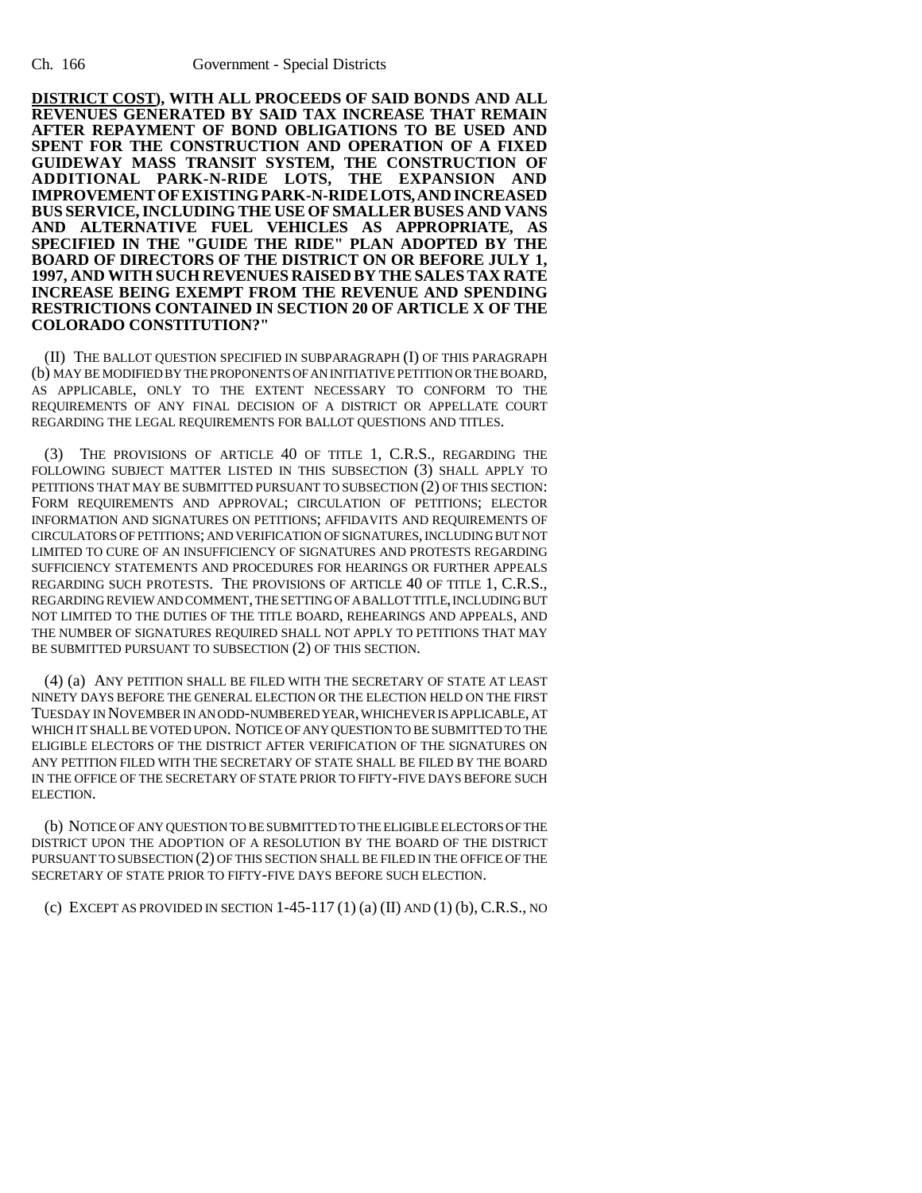**DISTRICT COST), WITH ALL PROCEEDS OF SAID BONDS AND ALL REVENUES GENERATED BY SAID TAX INCREASE THAT REMAIN AFTER REPAYMENT OF BOND OBLIGATIONS TO BE USED AND SPENT FOR THE CONSTRUCTION AND OPERATION OF A FIXED GUIDEWAY MASS TRANSIT SYSTEM, THE CONSTRUCTION OF ADDITIONAL PARK-N-RIDE LOTS, THE EXPANSION AND IMPROVEMENT OF EXISTING PARK-N-RIDE LOTS, AND INCREASED BUS SERVICE, INCLUDING THE USE OF SMALLER BUSES AND VANS AND ALTERNATIVE FUEL VEHICLES AS APPROPRIATE, AS SPECIFIED IN THE "GUIDE THE RIDE" PLAN ADOPTED BY THE BOARD OF DIRECTORS OF THE DISTRICT ON OR BEFORE JULY 1, 1997, AND WITH SUCH REVENUES RAISED BY THE SALES TAX RATE INCREASE BEING EXEMPT FROM THE REVENUE AND SPENDING RESTRICTIONS CONTAINED IN SECTION 20 OF ARTICLE X OF THE COLORADO CONSTITUTION?"**

(II) THE BALLOT QUESTION SPECIFIED IN SUBPARAGRAPH (I) OF THIS PARAGRAPH (b) MAY BE MODIFIED BY THE PROPONENTS OF AN INITIATIVE PETITION OR THE BOARD, AS APPLICABLE, ONLY TO THE EXTENT NECESSARY TO CONFORM TO THE REQUIREMENTS OF ANY FINAL DECISION OF A DISTRICT OR APPELLATE COURT REGARDING THE LEGAL REQUIREMENTS FOR BALLOT QUESTIONS AND TITLES.

(3) THE PROVISIONS OF ARTICLE 40 OF TITLE 1, C.R.S., REGARDING THE FOLLOWING SUBJECT MATTER LISTED IN THIS SUBSECTION (3) SHALL APPLY TO PETITIONS THAT MAY BE SUBMITTED PURSUANT TO SUBSECTION (2) OF THIS SECTION: FORM REQUIREMENTS AND APPROVAL; CIRCULATION OF PETITIONS; ELECTOR INFORMATION AND SIGNATURES ON PETITIONS; AFFIDAVITS AND REQUIREMENTS OF CIRCULATORS OF PETITIONS; AND VERIFICATION OF SIGNATURES, INCLUDING BUT NOT LIMITED TO CURE OF AN INSUFFICIENCY OF SIGNATURES AND PROTESTS REGARDING SUFFICIENCY STATEMENTS AND PROCEDURES FOR HEARINGS OR FURTHER APPEALS REGARDING SUCH PROTESTS. THE PROVISIONS OF ARTICLE 40 OF TITLE 1, C.R.S., REGARDING REVIEW AND COMMENT, THE SETTING OF A BALLOT TITLE, INCLUDING BUT NOT LIMITED TO THE DUTIES OF THE TITLE BOARD, REHEARINGS AND APPEALS, AND THE NUMBER OF SIGNATURES REQUIRED SHALL NOT APPLY TO PETITIONS THAT MAY BE SUBMITTED PURSUANT TO SUBSECTION (2) OF THIS SECTION.

(4) (a) ANY PETITION SHALL BE FILED WITH THE SECRETARY OF STATE AT LEAST NINETY DAYS BEFORE THE GENERAL ELECTION OR THE ELECTION HELD ON THE FIRST TUESDAY IN NOVEMBER IN AN ODD-NUMBERED YEAR, WHICHEVER IS APPLICABLE, AT WHICH IT SHALL BE VOTED UPON. NOTICE OF ANY QUESTION TO BE SUBMITTED TO THE ELIGIBLE ELECTORS OF THE DISTRICT AFTER VERIFICATION OF THE SIGNATURES ON ANY PETITION FILED WITH THE SECRETARY OF STATE SHALL BE FILED BY THE BOARD IN THE OFFICE OF THE SECRETARY OF STATE PRIOR TO FIFTY-FIVE DAYS BEFORE SUCH ELECTION.

(b) NOTICE OF ANY QUESTION TO BE SUBMITTED TO THE ELIGIBLE ELECTORS OF THE DISTRICT UPON THE ADOPTION OF A RESOLUTION BY THE BOARD OF THE DISTRICT PURSUANT TO SUBSECTION (2) OF THIS SECTION SHALL BE FILED IN THE OFFICE OF THE SECRETARY OF STATE PRIOR TO FIFTY-FIVE DAYS BEFORE SUCH ELECTION.

(c) EXCEPT AS PROVIDED IN SECTION 1-45-117 (1) (a) (II) AND (1) (b), C.R.S., NO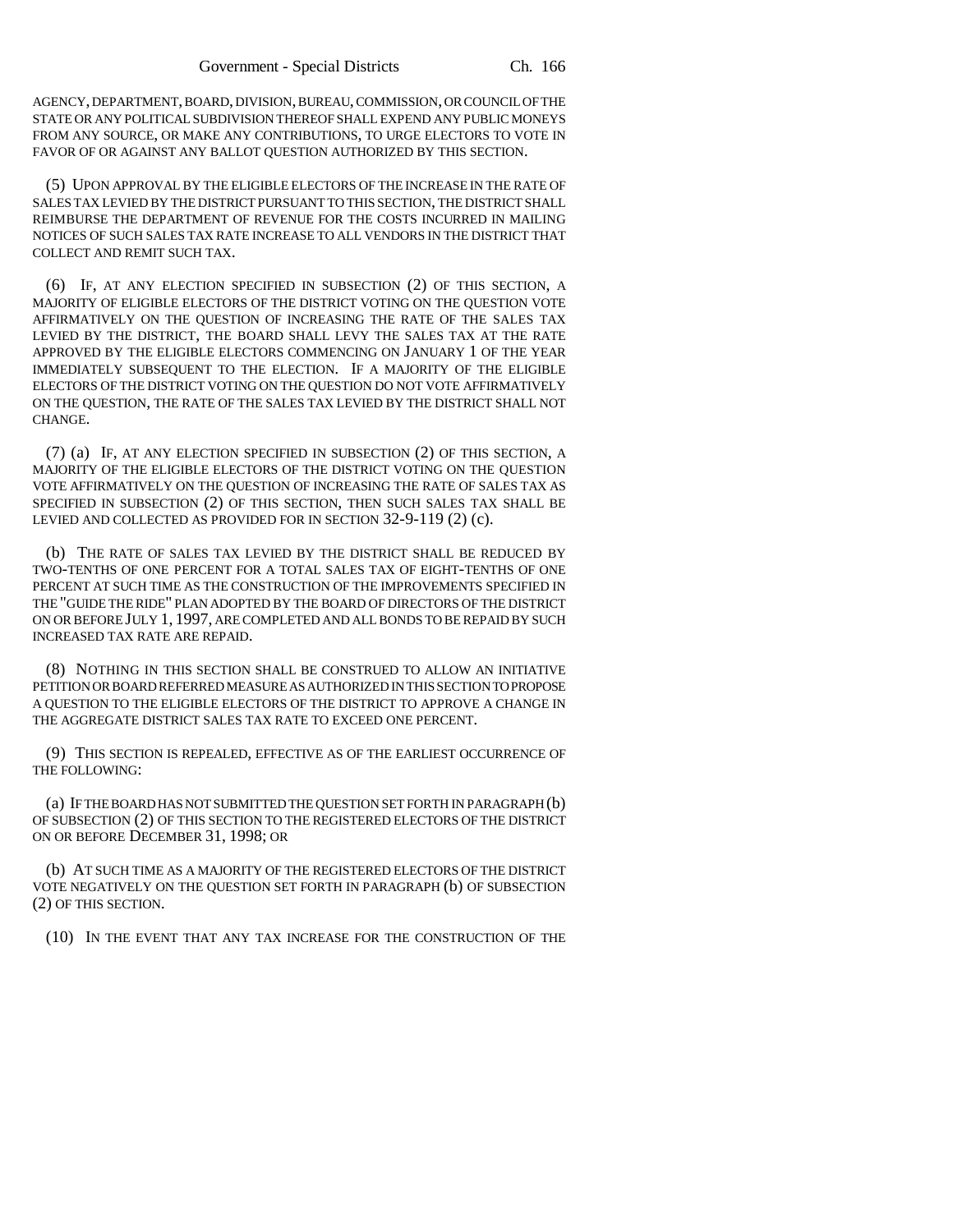AGENCY, DEPARTMENT, BOARD, DIVISION, BUREAU, COMMISSION, OR COUNCIL OF THE STATE OR ANY POLITICAL SUBDIVISION THEREOF SHALL EXPEND ANY PUBLIC MONEYS FROM ANY SOURCE, OR MAKE ANY CONTRIBUTIONS, TO URGE ELECTORS TO VOTE IN FAVOR OF OR AGAINST ANY BALLOT QUESTION AUTHORIZED BY THIS SECTION.

(5) UPON APPROVAL BY THE ELIGIBLE ELECTORS OF THE INCREASE IN THE RATE OF SALES TAX LEVIED BY THE DISTRICT PURSUANT TO THIS SECTION, THE DISTRICT SHALL REIMBURSE THE DEPARTMENT OF REVENUE FOR THE COSTS INCURRED IN MAILING NOTICES OF SUCH SALES TAX RATE INCREASE TO ALL VENDORS IN THE DISTRICT THAT COLLECT AND REMIT SUCH TAX.

(6) IF, AT ANY ELECTION SPECIFIED IN SUBSECTION (2) OF THIS SECTION, A MAJORITY OF ELIGIBLE ELECTORS OF THE DISTRICT VOTING ON THE QUESTION VOTE AFFIRMATIVELY ON THE QUESTION OF INCREASING THE RATE OF THE SALES TAX LEVIED BY THE DISTRICT, THE BOARD SHALL LEVY THE SALES TAX AT THE RATE APPROVED BY THE ELIGIBLE ELECTORS COMMENCING ON JANUARY 1 OF THE YEAR IMMEDIATELY SUBSEQUENT TO THE ELECTION. IF A MAJORITY OF THE ELIGIBLE ELECTORS OF THE DISTRICT VOTING ON THE QUESTION DO NOT VOTE AFFIRMATIVELY ON THE QUESTION, THE RATE OF THE SALES TAX LEVIED BY THE DISTRICT SHALL NOT CHANGE.

(7) (a) IF, AT ANY ELECTION SPECIFIED IN SUBSECTION (2) OF THIS SECTION, A MAJORITY OF THE ELIGIBLE ELECTORS OF THE DISTRICT VOTING ON THE QUESTION VOTE AFFIRMATIVELY ON THE QUESTION OF INCREASING THE RATE OF SALES TAX AS SPECIFIED IN SUBSECTION (2) OF THIS SECTION, THEN SUCH SALES TAX SHALL BE LEVIED AND COLLECTED AS PROVIDED FOR IN SECTION 32-9-119 (2) (c).

(b) THE RATE OF SALES TAX LEVIED BY THE DISTRICT SHALL BE REDUCED BY TWO-TENTHS OF ONE PERCENT FOR A TOTAL SALES TAX OF EIGHT-TENTHS OF ONE PERCENT AT SUCH TIME AS THE CONSTRUCTION OF THE IMPROVEMENTS SPECIFIED IN THE "GUIDE THE RIDE" PLAN ADOPTED BY THE BOARD OF DIRECTORS OF THE DISTRICT ON OR BEFORE JULY 1, 1997, ARE COMPLETED AND ALL BONDS TO BE REPAID BY SUCH INCREASED TAX RATE ARE REPAID.

(8) NOTHING IN THIS SECTION SHALL BE CONSTRUED TO ALLOW AN INITIATIVE PETITION OR BOARD REFERRED MEASURE AS AUTHORIZED IN THIS SECTION TO PROPOSE A QUESTION TO THE ELIGIBLE ELECTORS OF THE DISTRICT TO APPROVE A CHANGE IN THE AGGREGATE DISTRICT SALES TAX RATE TO EXCEED ONE PERCENT.

(9) THIS SECTION IS REPEALED, EFFECTIVE AS OF THE EARLIEST OCCURRENCE OF THE FOLLOWING:

(a) IF THE BOARD HAS NOT SUBMITTED THE QUESTION SET FORTH IN PARAGRAPH (b) OF SUBSECTION (2) OF THIS SECTION TO THE REGISTERED ELECTORS OF THE DISTRICT ON OR BEFORE DECEMBER 31, 1998; OR

(b) AT SUCH TIME AS A MAJORITY OF THE REGISTERED ELECTORS OF THE DISTRICT VOTE NEGATIVELY ON THE QUESTION SET FORTH IN PARAGRAPH (b) OF SUBSECTION (2) OF THIS SECTION.

(10) IN THE EVENT THAT ANY TAX INCREASE FOR THE CONSTRUCTION OF THE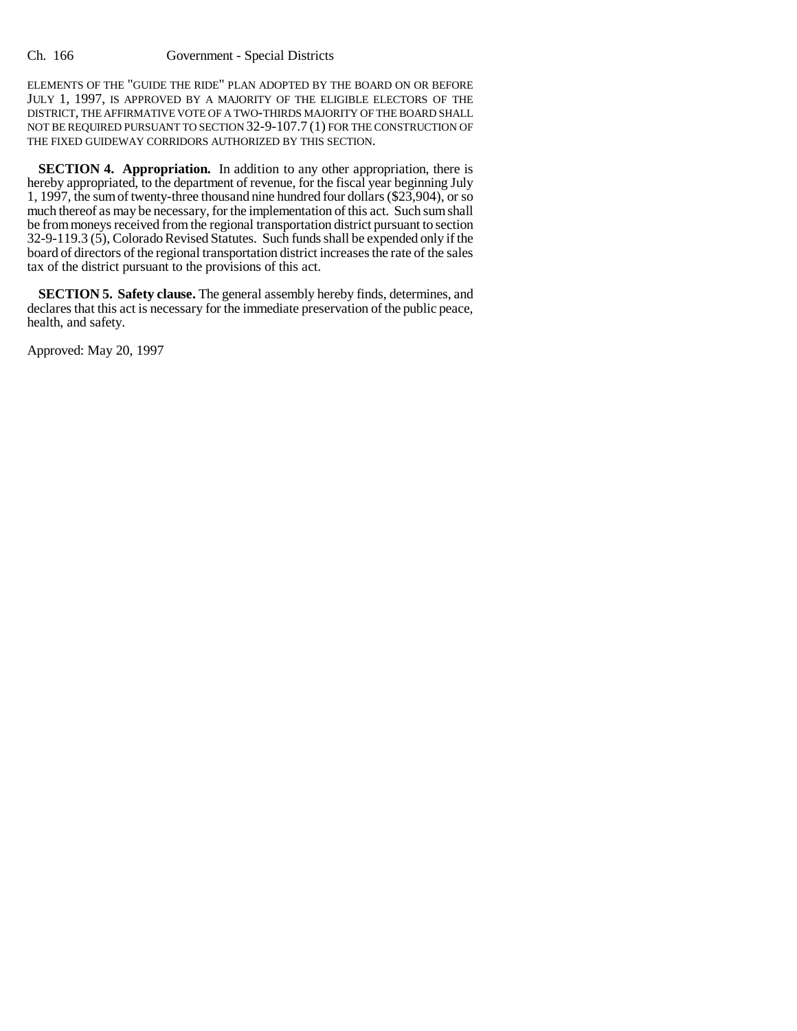ELEMENTS OF THE "GUIDE THE RIDE" PLAN ADOPTED BY THE BOARD ON OR BEFORE JULY 1, 1997, IS APPROVED BY A MAJORITY OF THE ELIGIBLE ELECTORS OF THE DISTRICT, THE AFFIRMATIVE VOTE OF A TWO-THIRDS MAJORITY OF THE BOARD SHALL NOT BE REQUIRED PURSUANT TO SECTION 32-9-107.7 (1) FOR THE CONSTRUCTION OF THE FIXED GUIDEWAY CORRIDORS AUTHORIZED BY THIS SECTION.

**SECTION 4. Appropriation.** In addition to any other appropriation, there is hereby appropriated, to the department of revenue, for the fiscal year beginning July 1, 1997, the sum of twenty-three thousand nine hundred four dollars ($23,904), or so much thereof as may be necessary, for the implementation of this act. Such sum shall be from moneys received from the regional transportation district pursuant to section 32-9-119.3 (5), Colorado Revised Statutes. Such funds shall be expended only if the board of directors of the regional transportation district increases the rate of the sales tax of the district pursuant to the provisions of this act.

**SECTION 5. Safety clause.** The general assembly hereby finds, determines, and declares that this act is necessary for the immediate preservation of the public peace, health, and safety.

Approved: May 20, 1997